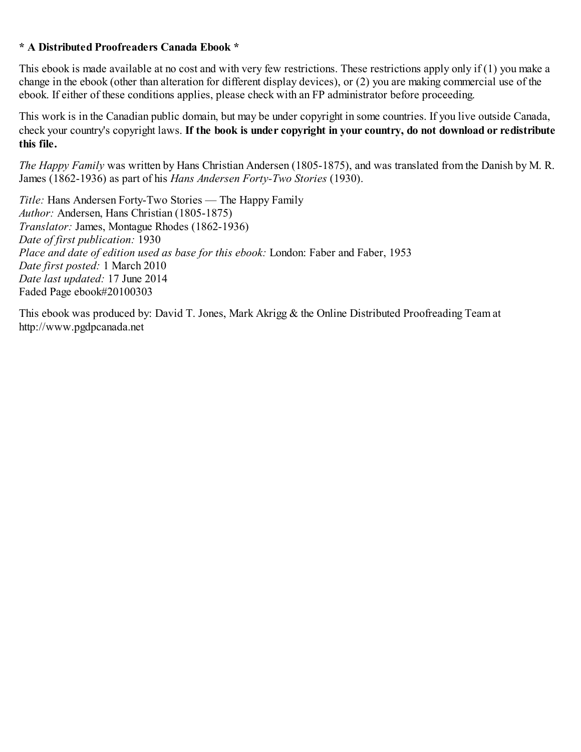**\* A Distributed Proofreaders Canada Ebook \***

This ebook is made available at no cost and with very few restrictions. These restrictions apply only if (1) you make a change in the ebook (other than alteration for different display devices), or (2) you are making commercial use of the ebook. If either of these conditions applies, please check with an FP administrator before proceeding.

This work is in the Canadian public domain, but may be under copyright in some countries. If you live outside Canada, check your country's copyright laws. **If the book is under copyright in your country, do not download or redistribute this file.**

*The Happy Family* was written by Hans Christian Andersen (1805-1875), and was translated from the Danish by M. R. James (1862-1936) as part of his *Hans Andersen Forty-Two Stories* (1930).

*Title:* Hans Andersen Forty-Two Stories — The Happy Family
*Author:* Andersen, Hans Christian (1805-1875)
*Translator:* James, Montague Rhodes (1862-1936)
*Date of first publication:* 1930
*Place and date of edition used as base for this ebook:* London: Faber and Faber, 1953
*Date first posted:* 1 March 2010
*Date last updated:* 17 June 2014
Faded Page ebook#20100303

This ebook was produced by: David T. Jones, Mark Akrigg & the Online Distributed Proofreading Team at http://www.pgdpcanada.net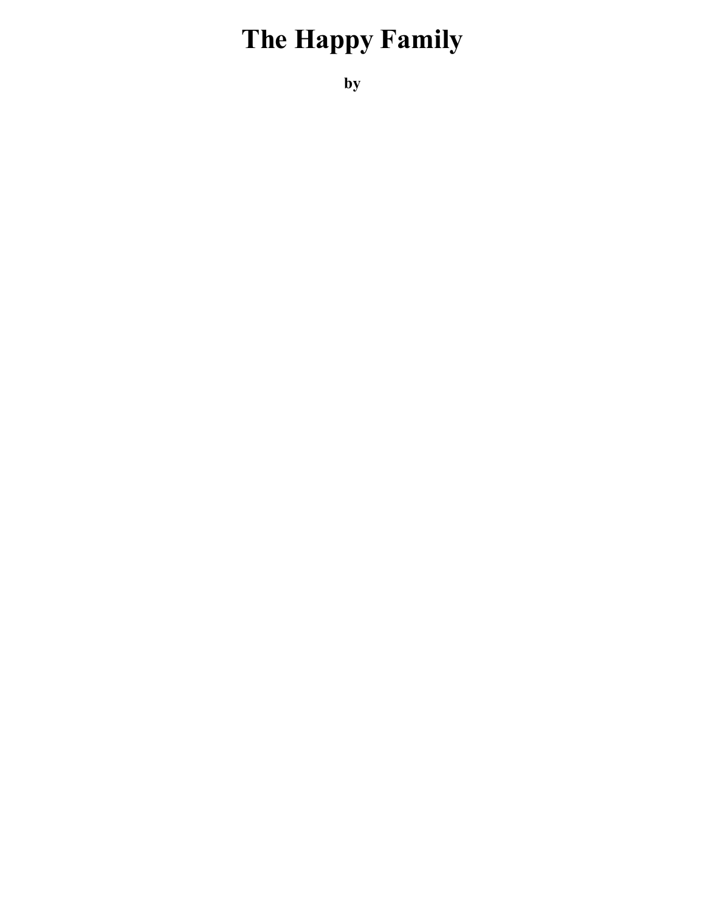# The Happy Family

**by**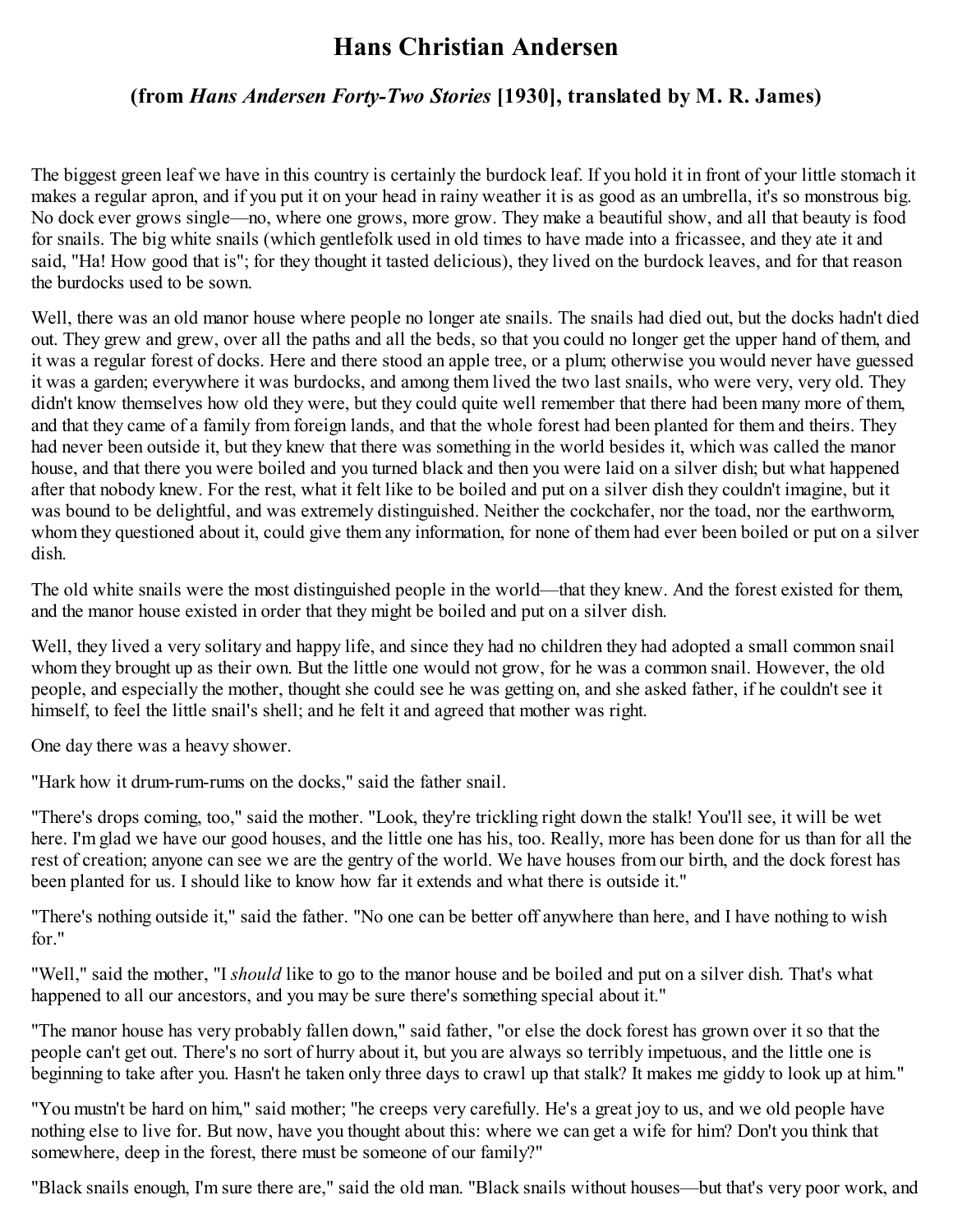# Hans Christian Andersen

### (from *Hans Andersen Forty-Two Stories* [1930], translated by M. R. James)

The biggest green leaf we have in this country is certainly the burdock leaf. If you hold it in front of your little stomach it makes a regular apron, and if you put it on your head in rainy weather it is as good as an umbrella, it's so monstrous big. No dock ever grows single—no, where one grows, more grow. They make a beautiful show, and all that beauty is food for snails. The big white snails (which gentlefolk used in old times to have made into a fricassee, and they ate it and said, "Ha! How good that is"; for they thought it tasted delicious), they lived on the burdock leaves, and for that reason the burdocks used to be sown.

Well, there was an old manor house where people no longer ate snails. The snails had died out, but the docks hadn't died out. They grew and grew, over all the paths and all the beds, so that you could no longer get the upper hand of them, and it was a regular forest of docks. Here and there stood an apple tree, or a plum; otherwise you would never have guessed it was a garden; everywhere it was burdocks, and among them lived the two last snails, who were very, very old. They didn't know themselves how old they were, but they could quite well remember that there had been many more of them, and that they came of a family from foreign lands, and that the whole forest had been planted for them and theirs. They had never been outside it, but they knew that there was something in the world besides it, which was called the manor house, and that there you were boiled and you turned black and then you were laid on a silver dish; but what happened after that nobody knew. For the rest, what it felt like to be boiled and put on a silver dish they couldn't imagine, but it was bound to be delightful, and was extremely distinguished. Neither the cockchafer, nor the toad, nor the earthworm, whom they questioned about it, could give them any information, for none of them had ever been boiled or put on a silver dish.

The old white snails were the most distinguished people in the world—that they knew. And the forest existed for them, and the manor house existed in order that they might be boiled and put on a silver dish.

Well, they lived a very solitary and happy life, and since they had no children they had adopted a small common snail whom they brought up as their own. But the little one would not grow, for he was a common snail. However, the old people, and especially the mother, thought she could see he was getting on, and she asked father, if he couldn't see it himself, to feel the little snail's shell; and he felt it and agreed that mother was right.

One day there was a heavy shower.

"Hark how it drum-rum-rums on the docks," said the father snail.

"There's drops coming, too," said the mother. "Look, they're trickling right down the stalk! You'll see, it will be wet here. I'm glad we have our good houses, and the little one has his, too. Really, more has been done for us than for all the rest of creation; anyone can see we are the gentry of the world. We have houses from our birth, and the dock forest has been planted for us. I should like to know how far it extends and what there is outside it."

"There's nothing outside it," said the father. "No one can be better off anywhere than here, and I have nothing to wish for."

"Well," said the mother, "I *should* like to go to the manor house and be boiled and put on a silver dish. That's what happened to all our ancestors, and you may be sure there's something special about it."

"The manor house has very probably fallen down," said father, "or else the dock forest has grown over it so that the people can't get out. There's no sort of hurry about it, but you are always so terribly impetuous, and the little one is beginning to take after you. Hasn't he taken only three days to crawl up that stalk? It makes me giddy to look up at him."

"You mustn't be hard on him," said mother; "he creeps very carefully. He's a great joy to us, and we old people have nothing else to live for. But now, have you thought about this: where we can get a wife for him? Don't you think that somewhere, deep in the forest, there must be someone of our family?"

"Black snails enough, I'm sure there are," said the old man. "Black snails without houses—but that's very poor work, and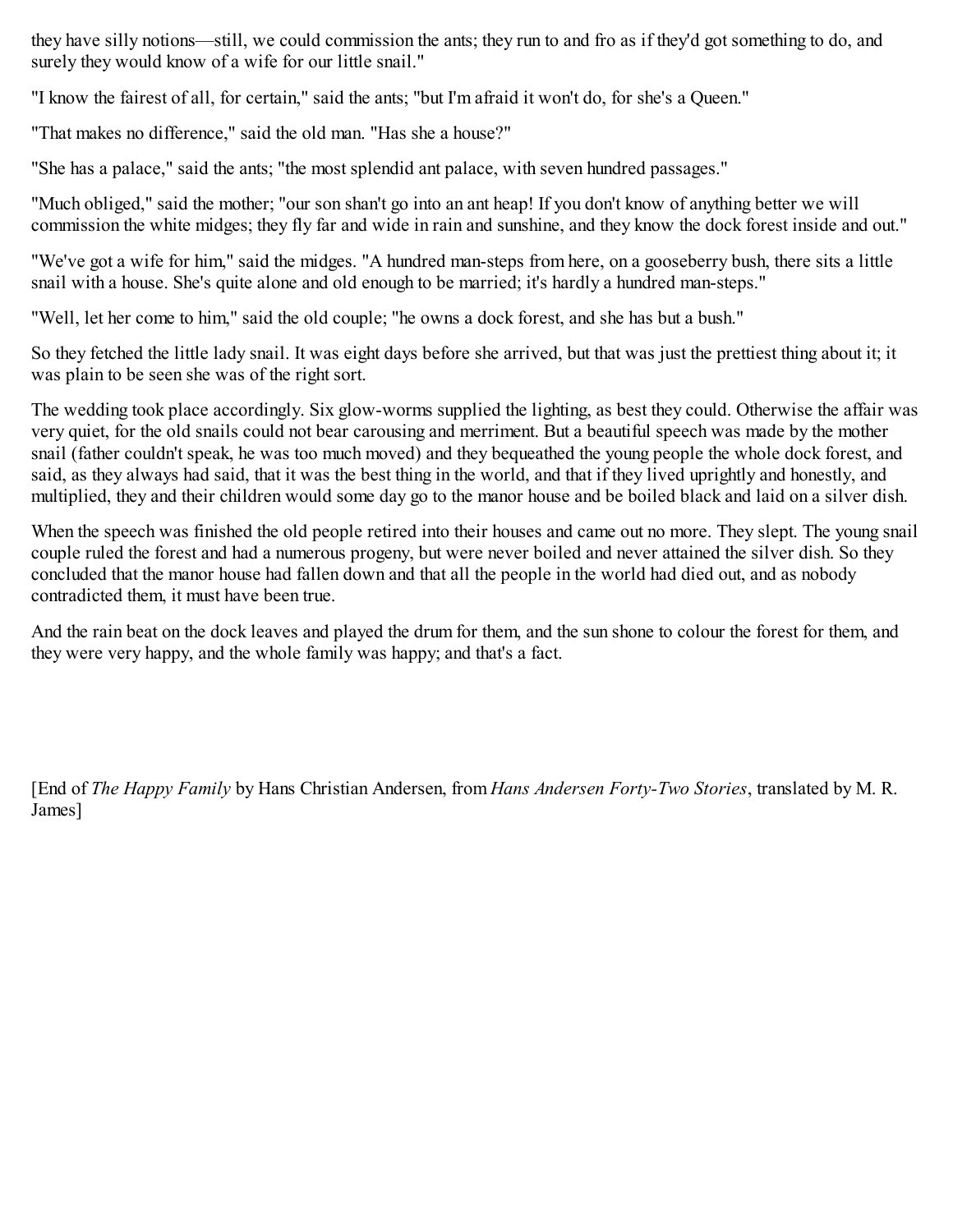they have silly notions—still, we could commission the ants; they run to and fro as if they'd got something to do, and surely they would know of a wife for our little snail."

"I know the fairest of all, for certain," said the ants; "but I'm afraid it won't do, for she's a Queen."

"That makes no difference," said the old man. "Has she a house?"

"She has a palace," said the ants; "the most splendid ant palace, with seven hundred passages."

"Much obliged," said the mother; "our son shan't go into an ant heap! If you don't know of anything better we will commission the white midges; they fly far and wide in rain and sunshine, and they know the dock forest inside and out."

"We've got a wife for him," said the midges. "A hundred man-steps from here, on a gooseberry bush, there sits a little snail with a house. She's quite alone and old enough to be married; it's hardly a hundred man-steps."

"Well, let her come to him," said the old couple; "he owns a dock forest, and she has but a bush."

So they fetched the little lady snail. It was eight days before she arrived, but that was just the prettiest thing about it; it was plain to be seen she was of the right sort.

The wedding took place accordingly. Six glow-worms supplied the lighting, as best they could. Otherwise the affair was very quiet, for the old snails could not bear carousing and merriment. But a beautiful speech was made by the mother snail (father couldn't speak, he was too much moved) and they bequeathed the young people the whole dock forest, and said, as they always had said, that it was the best thing in the world, and that if they lived uprightly and honestly, and multiplied, they and their children would some day go to the manor house and be boiled black and laid on a silver dish.

When the speech was finished the old people retired into their houses and came out no more. They slept. The young snail couple ruled the forest and had a numerous progeny, but were never boiled and never attained the silver dish. So they concluded that the manor house had fallen down and that all the people in the world had died out, and as nobody contradicted them, it must have been true.

And the rain beat on the dock leaves and played the drum for them, and the sun shone to colour the forest for them, and they were very happy, and the whole family was happy; and that's a fact.

[End of *The Happy Family* by Hans Christian Andersen, from *Hans Andersen Forty-Two Stories*, translated by M. R. James]